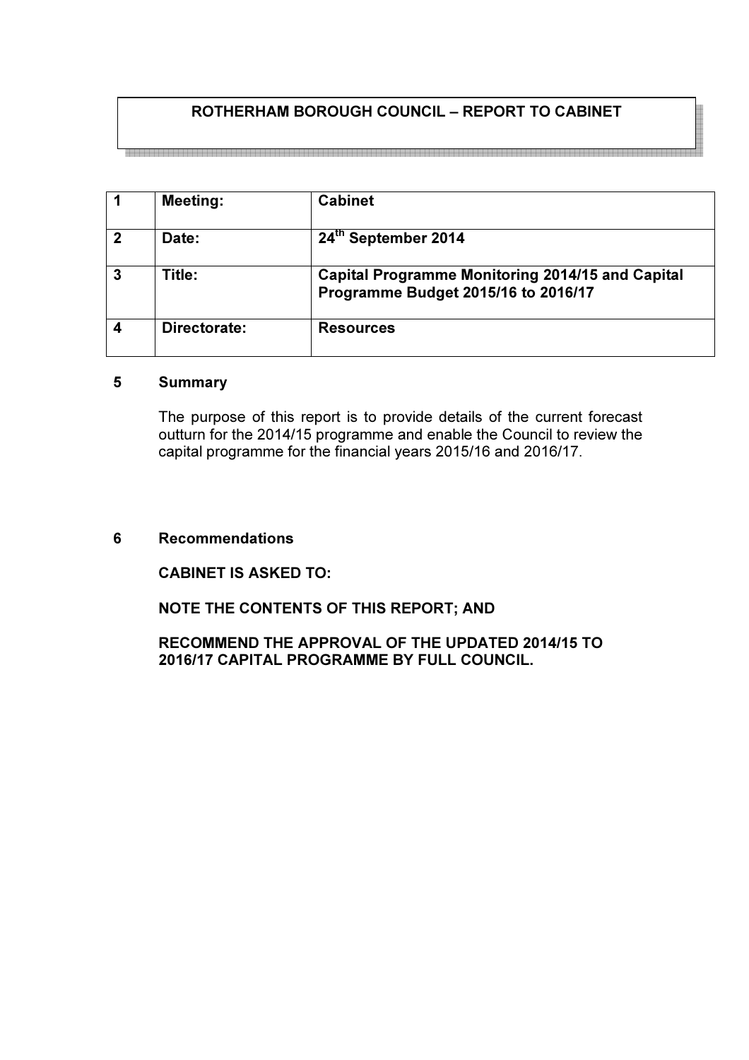# ROTHERHAM BOROUGH COUNCIL – REPORT TO CABINET

| 1 | **Meeting:** | **Cabinet** |
|---|---|---|
| 2 | **Date:** | **24th September 2014** |
| 3 | **Title:** | **Capital Programme Monitoring 2014/15 and Capital Programme Budget 2015/16 to 2016/17** |
| 4 | **Directorate:** | **Resources** |

## 5 Summary

The purpose of this report is to provide details of the current forecast outturn for the 2014/15 programme and enable the Council to review the capital programme for the financial years 2015/16 and 2016/17.

## 6 Recommendations

**CABINET IS ASKED TO:**

**NOTE THE CONTENTS OF THIS REPORT; AND**

**RECOMMEND THE APPROVAL OF THE UPDATED 2014/15 TO 2016/17 CAPITAL PROGRAMME BY FULL COUNCIL.**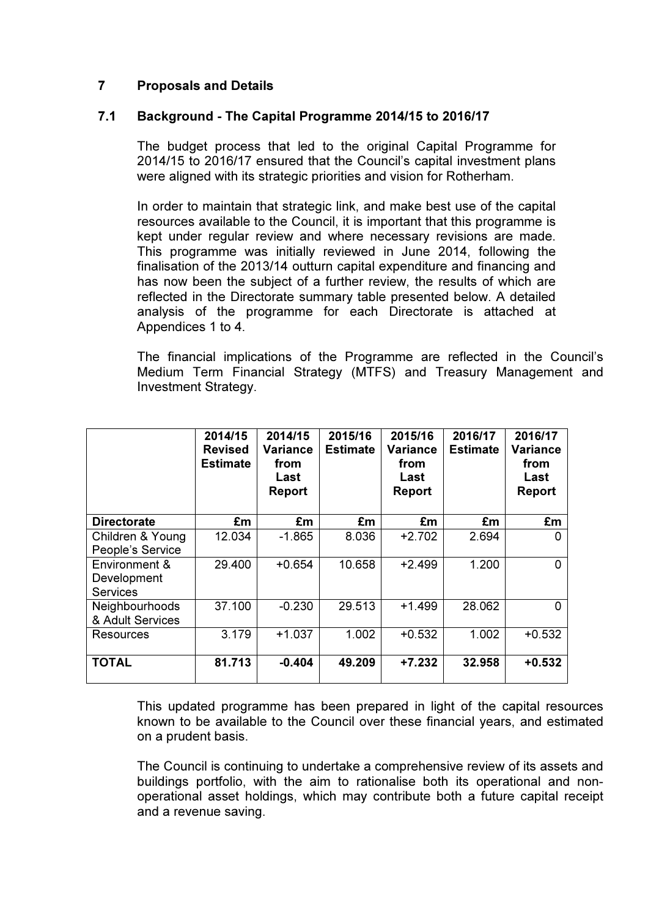## 7 Proposals and Details

### 7.1 Background - The Capital Programme 2014/15 to 2016/17

The budget process that led to the original Capital Programme for 2014/15 to 2016/17 ensured that the Council's capital investment plans were aligned with its strategic priorities and vision for Rotherham.

In order to maintain that strategic link, and make best use of the capital resources available to the Council, it is important that this programme is kept under regular review and where necessary revisions are made. This programme was initially reviewed in June 2014, following the finalisation of the 2013/14 outturn capital expenditure and financing and has now been the subject of a further review, the results of which are reflected in the Directorate summary table presented below. A detailed analysis of the programme for each Directorate is attached at Appendices 1 to 4.

The financial implications of the Programme are reflected in the Council's Medium Term Financial Strategy (MTFS) and Treasury Management and Investment Strategy.

| | 2014/15 Revised Estimate | 2014/15 Variance from Last Report | 2015/16 Estimate | 2015/16 Variance from Last Report | 2016/17 Estimate | 2016/17 Variance from Last Report |
|---|---|---|---|---|---|---|
| **Directorate** | **£m** | **£m** | **£m** | **£m** | **£m** | **£m** |
| Children & Young People's Service | 12.034 | -1.865 | 8.036 | +2.702 | 2.694 | 0 |
| Environment & Development Services | 29.400 | +0.654 | 10.658 | +2.499 | 1.200 | 0 |
| Neighbourhoods & Adult Services | 37.100 | -0.230 | 29.513 | +1.499 | 28.062 | 0 |
| Resources | 3.179 | +1.037 | 1.002 | +0.532 | 1.002 | +0.532 |
| **TOTAL** | **81.713** | **-0.404** | **49.209** | **+7.232** | **32.958** | **+0.532** |

This updated programme has been prepared in light of the capital resources known to be available to the Council over these financial years, and estimated on a prudent basis.

The Council is continuing to undertake a comprehensive review of its assets and buildings portfolio, with the aim to rationalise both its operational and non-operational asset holdings, which may contribute both a future capital receipt and a revenue saving.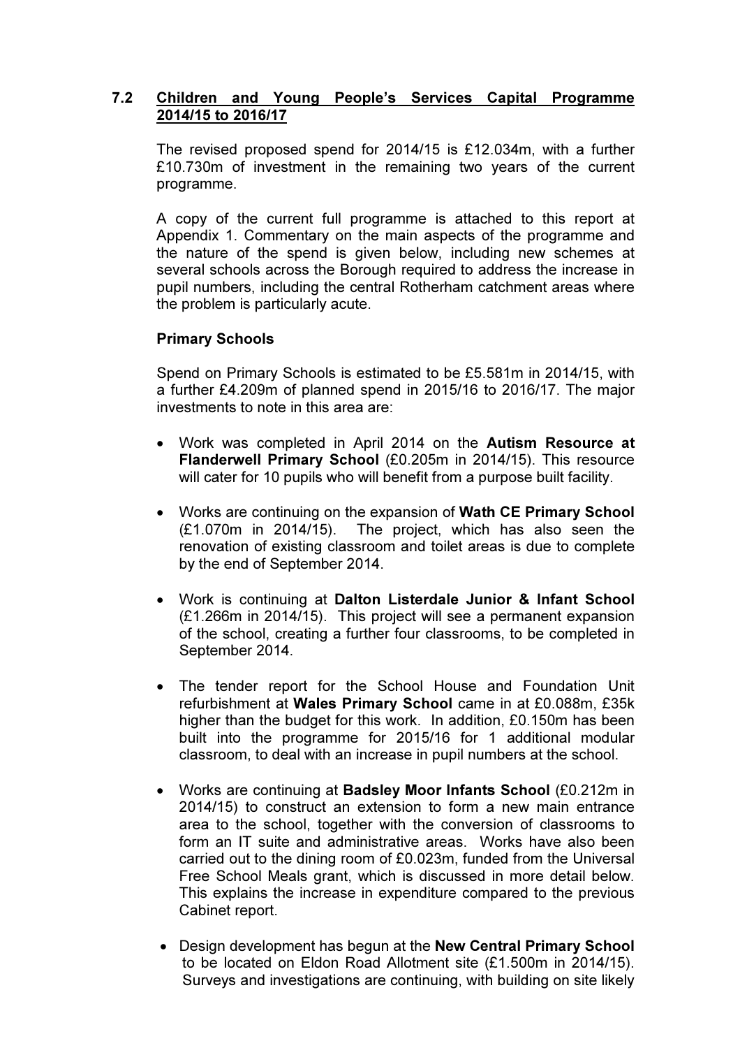## 7.2 Children and Young People's Services Capital Programme 2014/15 to 2016/17

The revised proposed spend for 2014/15 is £12.034m, with a further £10.730m of investment in the remaining two years of the current programme.

A copy of the current full programme is attached to this report at Appendix 1. Commentary on the main aspects of the programme and the nature of the spend is given below, including new schemes at several schools across the Borough required to address the increase in pupil numbers, including the central Rotherham catchment areas where the problem is particularly acute.

**Primary Schools**

Spend on Primary Schools is estimated to be £5.581m in 2014/15, with a further £4.209m of planned spend in 2015/16 to 2016/17. The major investments to note in this area are:

- Work was completed in April 2014 on the **Autism Resource at Flanderwell Primary School** (£0.205m in 2014/15). This resource will cater for 10 pupils who will benefit from a purpose built facility.

- Works are continuing on the expansion of **Wath CE Primary School** (£1.070m in 2014/15). The project, which has also seen the renovation of existing classroom and toilet areas is due to complete by the end of September 2014.

- Work is continuing at **Dalton Listerdale Junior & Infant School** (£1.266m in 2014/15). This project will see a permanent expansion of the school, creating a further four classrooms, to be completed in September 2014.

- The tender report for the School House and Foundation Unit refurbishment at **Wales Primary School** came in at £0.088m, £35k higher than the budget for this work. In addition, £0.150m has been built into the programme for 2015/16 for 1 additional modular classroom, to deal with an increase in pupil numbers at the school.

- Works are continuing at **Badsley Moor Infants School** (£0.212m in 2014/15) to construct an extension to form a new main entrance area to the school, together with the conversion of classrooms to form an IT suite and administrative areas. Works have also been carried out to the dining room of £0.023m, funded from the Universal Free School Meals grant, which is discussed in more detail below. This explains the increase in expenditure compared to the previous Cabinet report.

- Design development has begun at the **New Central Primary School** to be located on Eldon Road Allotment site (£1.500m in 2014/15). Surveys and investigations are continuing, with building on site likely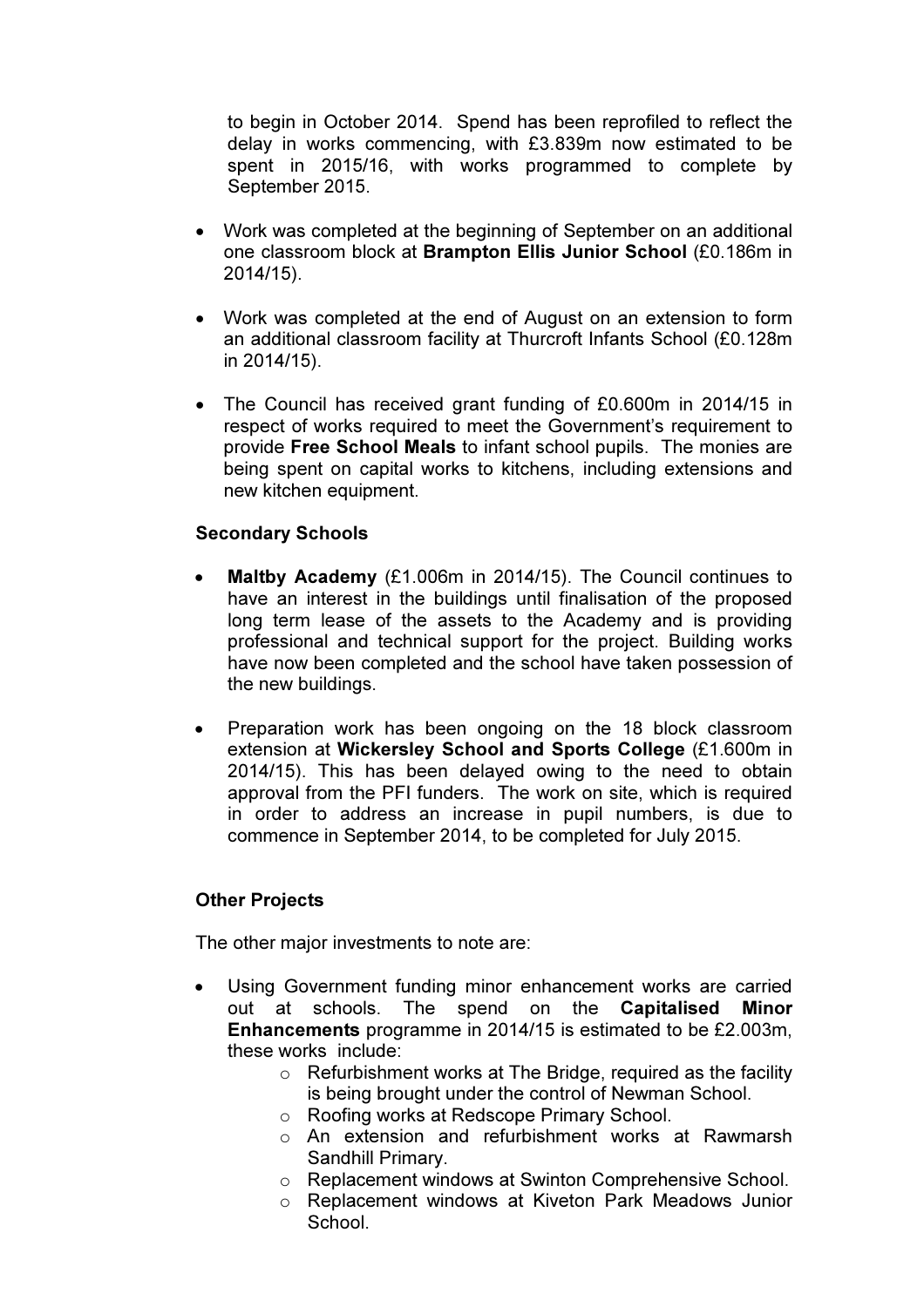to begin in October 2014. Spend has been reprofiled to reflect the delay in works commencing, with £3.839m now estimated to be spent in 2015/16, with works programmed to complete by September 2015.

- Work was completed at the beginning of September on an additional one classroom block at **Brampton Ellis Junior School** (£0.186m in 2014/15).

- Work was completed at the end of August on an extension to form an additional classroom facility at Thurcroft Infants School (£0.128m in 2014/15).

- The Council has received grant funding of £0.600m in 2014/15 in respect of works required to meet the Government's requirement to provide **Free School Meals** to infant school pupils. The monies are being spent on capital works to kitchens, including extensions and new kitchen equipment.

**Secondary Schools**

- **Maltby Academy** (£1.006m in 2014/15). The Council continues to have an interest in the buildings until finalisation of the proposed long term lease of the assets to the Academy and is providing professional and technical support for the project. Building works have now been completed and the school have taken possession of the new buildings.

- Preparation work has been ongoing on the 18 block classroom extension at **Wickersley School and Sports College** (£1.600m in 2014/15). This has been delayed owing to the need to obtain approval from the PFI funders. The work on site, which is required in order to address an increase in pupil numbers, is due to commence in September 2014, to be completed for July 2015.

**Other Projects**

The other major investments to note are:

- Using Government funding minor enhancement works are carried out at schools. The spend on the **Capitalised Minor Enhancements** programme in 2014/15 is estimated to be £2.003m, these works include:
  - Refurbishment works at The Bridge, required as the facility is being brought under the control of Newman School.
  - Roofing works at Redscope Primary School.
  - An extension and refurbishment works at Rawmarsh Sandhill Primary.
  - Replacement windows at Swinton Comprehensive School.
  - Replacement windows at Kiveton Park Meadows Junior School.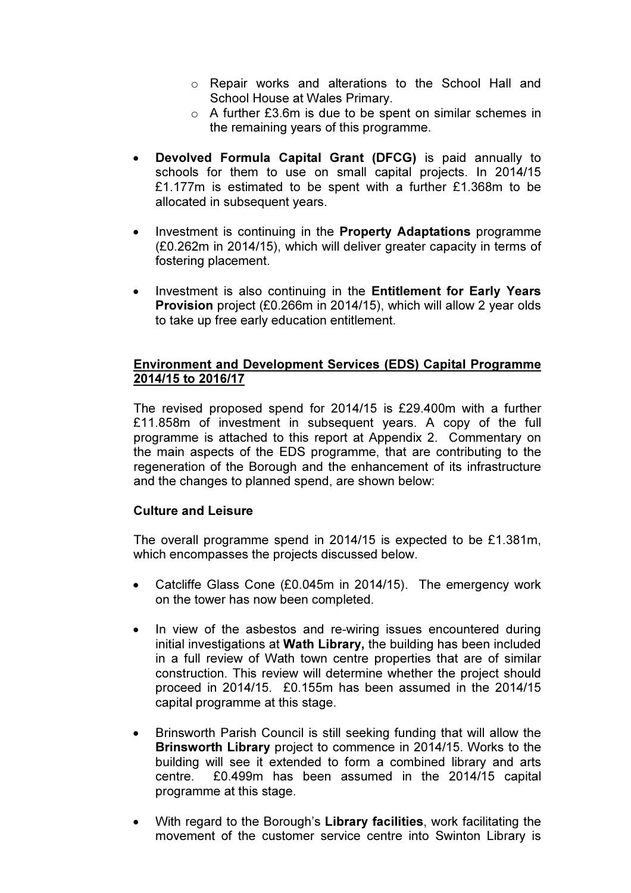- Repair works and alterations to the School Hall and School House at Wales Primary.
  - A further £3.6m is due to be spent on similar schemes in the remaining years of this programme.

- **Devolved Formula Capital Grant (DFCG)** is paid annually to schools for them to use on small capital projects. In 2014/15 £1.177m is estimated to be spent with a further £1.368m to be allocated in subsequent years.

- Investment is continuing in the **Property Adaptations** programme (£0.262m in 2014/15), which will deliver greater capacity in terms of fostering placement.

- Investment is also continuing in the **Entitlement for Early Years Provision** project (£0.266m in 2014/15), which will allow 2 year olds to take up free early education entitlement.

**<u>Environment and Development Services (EDS) Capital Programme 2014/15 to 2016/17</u>**

The revised proposed spend for 2014/15 is £29.400m with a further £11.858m of investment in subsequent years. A copy of the full programme is attached to this report at Appendix 2. Commentary on the main aspects of the EDS programme, that are contributing to the regeneration of the Borough and the enhancement of its infrastructure and the changes to planned spend, are shown below:

**Culture and Leisure**

The overall programme spend in 2014/15 is expected to be £1.381m, which encompasses the projects discussed below.

- Catcliffe Glass Cone (£0.045m in 2014/15). The emergency work on the tower has now been completed.

- In view of the asbestos and re-wiring issues encountered during initial investigations at **Wath Library,** the building has been included in a full review of Wath town centre properties that are of similar construction. This review will determine whether the project should proceed in 2014/15. £0.155m has been assumed in the 2014/15 capital programme at this stage.

- Brinsworth Parish Council is still seeking funding that will allow the **Brinsworth Library** project to commence in 2014/15. Works to the building will see it extended to form a combined library and arts centre. £0.499m has been assumed in the 2014/15 capital programme at this stage.

- With regard to the Borough's **Library facilities**, work facilitating the movement of the customer service centre into Swinton Library is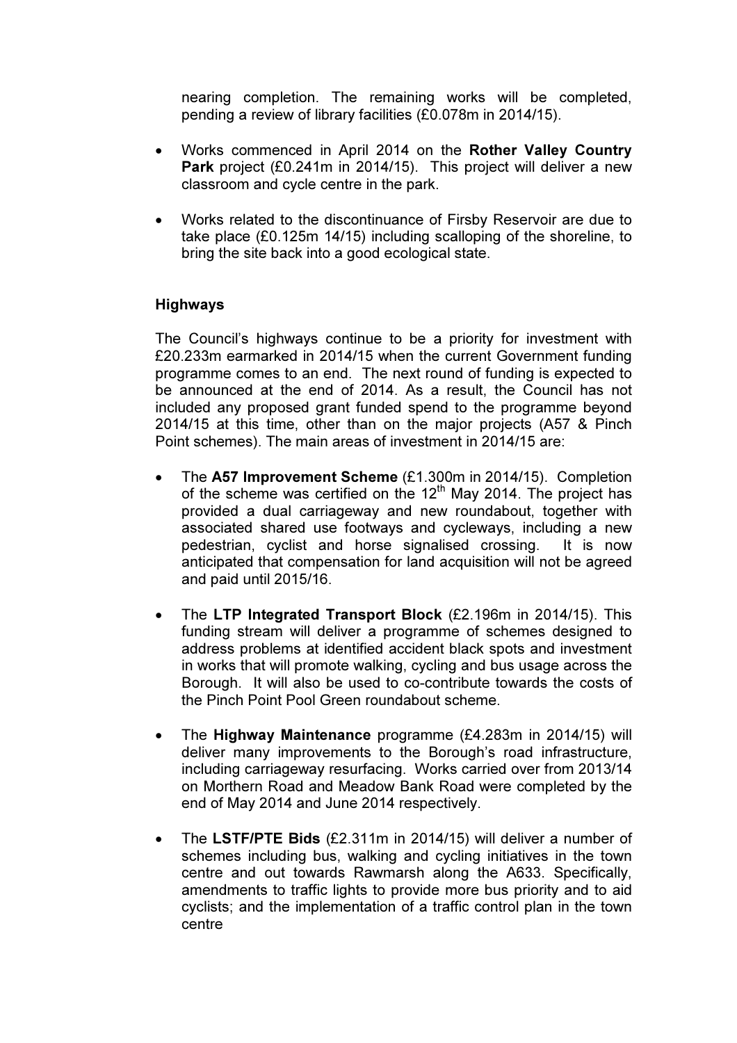nearing completion. The remaining works will be completed, pending a review of library facilities (£0.078m in 2014/15).

- Works commenced in April 2014 on the **Rother Valley Country Park** project (£0.241m in 2014/15). This project will deliver a new classroom and cycle centre in the park.
- Works related to the discontinuance of Firsby Reservoir are due to take place (£0.125m 14/15) including scalloping of the shoreline, to bring the site back into a good ecological state.

**Highways**

The Council's highways continue to be a priority for investment with £20.233m earmarked in 2014/15 when the current Government funding programme comes to an end. The next round of funding is expected to be announced at the end of 2014. As a result, the Council has not included any proposed grant funded spend to the programme beyond 2014/15 at this time, other than on the major projects (A57 & Pinch Point schemes). The main areas of investment in 2014/15 are:

- The **A57 Improvement Scheme** (£1.300m in 2014/15). Completion of the scheme was certified on the 12th May 2014. The project has provided a dual carriageway and new roundabout, together with associated shared use footways and cycleways, including a new pedestrian, cyclist and horse signalised crossing. It is now anticipated that compensation for land acquisition will not be agreed and paid until 2015/16.
- The **LTP Integrated Transport Block** (£2.196m in 2014/15). This funding stream will deliver a programme of schemes designed to address problems at identified accident black spots and investment in works that will promote walking, cycling and bus usage across the Borough. It will also be used to co-contribute towards the costs of the Pinch Point Pool Green roundabout scheme.
- The **Highway Maintenance** programme (£4.283m in 2014/15) will deliver many improvements to the Borough's road infrastructure, including carriageway resurfacing. Works carried over from 2013/14 on Morthern Road and Meadow Bank Road were completed by the end of May 2014 and June 2014 respectively.
- The **LSTF/PTE Bids** (£2.311m in 2014/15) will deliver a number of schemes including bus, walking and cycling initiatives in the town centre and out towards Rawmarsh along the A633. Specifically, amendments to traffic lights to provide more bus priority and to aid cyclists; and the implementation of a traffic control plan in the town centre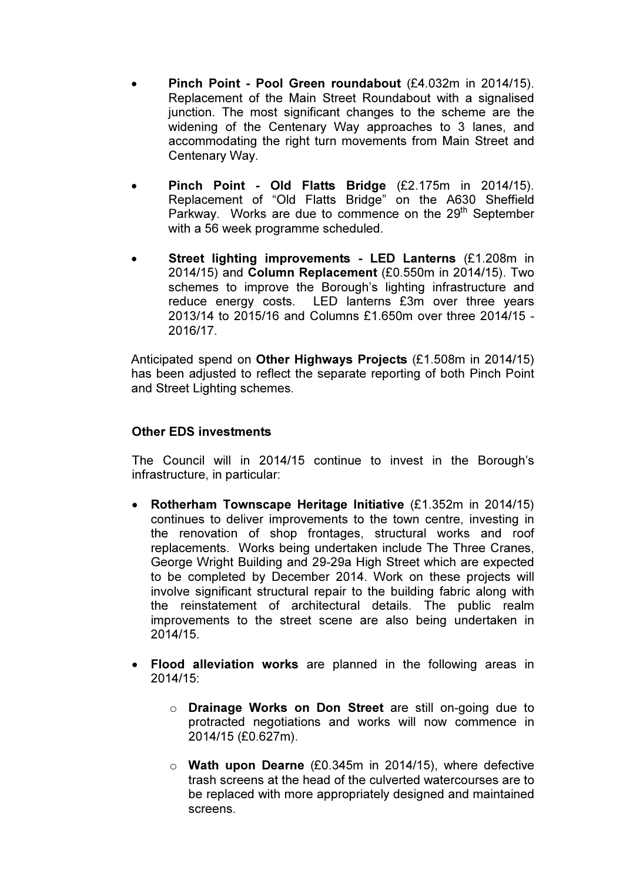- **Pinch Point - Pool Green roundabout** (£4.032m in 2014/15). Replacement of the Main Street Roundabout with a signalised junction. The most significant changes to the scheme are the widening of the Centenary Way approaches to 3 lanes, and accommodating the right turn movements from Main Street and Centenary Way.

- **Pinch Point - Old Flatts Bridge** (£2.175m in 2014/15). Replacement of "Old Flatts Bridge" on the A630 Sheffield Parkway. Works are due to commence on the 29th September with a 56 week programme scheduled.

- **Street lighting improvements - LED Lanterns** (£1.208m in 2014/15) and **Column Replacement** (£0.550m in 2014/15). Two schemes to improve the Borough's lighting infrastructure and reduce energy costs. LED lanterns £3m over three years 2013/14 to 2015/16 and Columns £1.650m over three 2014/15 - 2016/17.

Anticipated spend on **Other Highways Projects** (£1.508m in 2014/15) has been adjusted to reflect the separate reporting of both Pinch Point and Street Lighting schemes.

**Other EDS investments**

The Council will in 2014/15 continue to invest in the Borough's infrastructure, in particular:

- **Rotherham Townscape Heritage Initiative** (£1.352m in 2014/15) continues to deliver improvements to the town centre, investing in the renovation of shop frontages, structural works and roof replacements. Works being undertaken include The Three Cranes, George Wright Building and 29-29a High Street which are expected to be completed by December 2014. Work on these projects will involve significant structural repair to the building fabric along with the reinstatement of architectural details. The public realm improvements to the street scene are also being undertaken in 2014/15.

- **Flood alleviation works** are planned in the following areas in 2014/15:

  - **Drainage Works on Don Street** are still on-going due to protracted negotiations and works will now commence in 2014/15 (£0.627m).

  - **Wath upon Dearne** (£0.345m in 2014/15), where defective trash screens at the head of the culverted watercourses are to be replaced with more appropriately designed and maintained screens.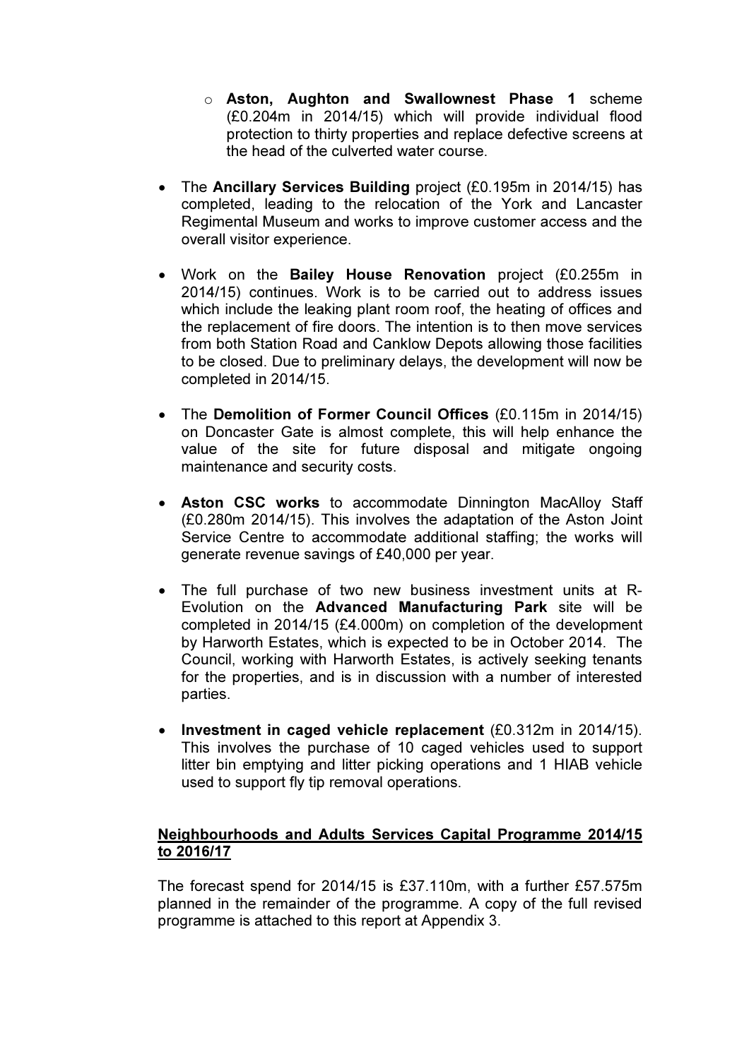- **Aston, Aughton and Swallownest Phase 1** scheme (£0.204m in 2014/15) which will provide individual flood protection to thirty properties and replace defective screens at the head of the culverted water course.

- The **Ancillary Services Building** project (£0.195m in 2014/15) has completed, leading to the relocation of the York and Lancaster Regimental Museum and works to improve customer access and the overall visitor experience.

- Work on the **Bailey House Renovation** project (£0.255m in 2014/15) continues. Work is to be carried out to address issues which include the leaking plant room roof, the heating of offices and the replacement of fire doors. The intention is to then move services from both Station Road and Canklow Depots allowing those facilities to be closed. Due to preliminary delays, the development will now be completed in 2014/15.

- The **Demolition of Former Council Offices** (£0.115m in 2014/15) on Doncaster Gate is almost complete, this will help enhance the value of the site for future disposal and mitigate ongoing maintenance and security costs.

- **Aston CSC works** to accommodate Dinnington MacAlloy Staff (£0.280m 2014/15). This involves the adaptation of the Aston Joint Service Centre to accommodate additional staffing; the works will generate revenue savings of £40,000 per year.

- The full purchase of two new business investment units at R-Evolution on the **Advanced Manufacturing Park** site will be completed in 2014/15 (£4.000m) on completion of the development by Harworth Estates, which is expected to be in October 2014. The Council, working with Harworth Estates, is actively seeking tenants for the properties, and is in discussion with a number of interested parties.

- **Investment in caged vehicle replacement** (£0.312m in 2014/15). This involves the purchase of 10 caged vehicles used to support litter bin emptying and litter picking operations and 1 HIAB vehicle used to support fly tip removal operations.

<u>**Neighbourhoods and Adults Services Capital Programme 2014/15 to 2016/17**</u>

The forecast spend for 2014/15 is £37.110m, with a further £57.575m planned in the remainder of the programme. A copy of the full revised programme is attached to this report at Appendix 3.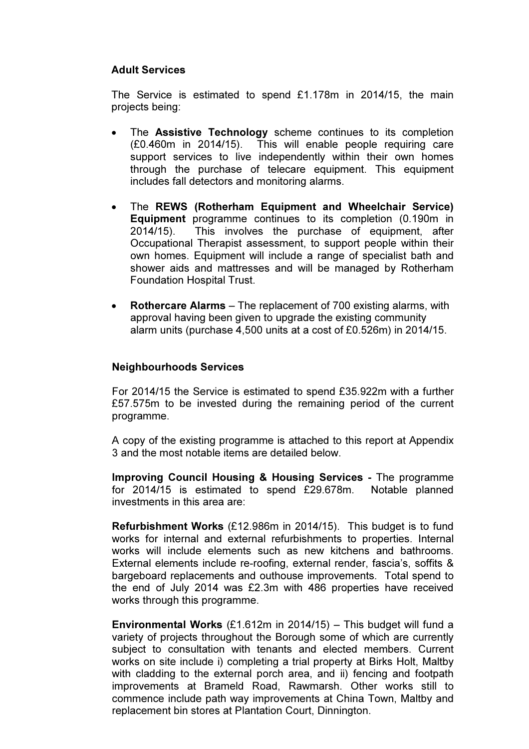**Adult Services**

The Service is estimated to spend £1.178m in 2014/15, the main projects being:

- The **Assistive Technology** scheme continues to its completion (£0.460m in 2014/15). This will enable people requiring care support services to live independently within their own homes through the purchase of telecare equipment. This equipment includes fall detectors and monitoring alarms.

- The **REWS (Rotherham Equipment and Wheelchair Service) Equipment** programme continues to its completion (0.190m in 2014/15). This involves the purchase of equipment, after Occupational Therapist assessment, to support people within their own homes. Equipment will include a range of specialist bath and shower aids and mattresses and will be managed by Rotherham Foundation Hospital Trust.

- **Rothercare Alarms** – The replacement of 700 existing alarms, with approval having been given to upgrade the existing community alarm units (purchase 4,500 units at a cost of £0.526m) in 2014/15.

**Neighbourhoods Services**

For 2014/15 the Service is estimated to spend £35.922m with a further £57.575m to be invested during the remaining period of the current programme.

A copy of the existing programme is attached to this report at Appendix 3 and the most notable items are detailed below.

**Improving Council Housing & Housing Services -** The programme for 2014/15 is estimated to spend £29.678m. Notable planned investments in this area are:

**Refurbishment Works** (£12.986m in 2014/15). This budget is to fund works for internal and external refurbishments to properties. Internal works will include elements such as new kitchens and bathrooms. External elements include re-roofing, external render, fascia's, soffits & bargeboard replacements and outhouse improvements. Total spend to the end of July 2014 was £2.3m with 486 properties have received works through this programme.

**Environmental Works** (£1.612m in 2014/15) – This budget will fund a variety of projects throughout the Borough some of which are currently subject to consultation with tenants and elected members. Current works on site include i) completing a trial property at Birks Holt, Maltby with cladding to the external porch area, and ii) fencing and footpath improvements at Brameld Road, Rawmarsh. Other works still to commence include path way improvements at China Town, Maltby and replacement bin stores at Plantation Court, Dinnington.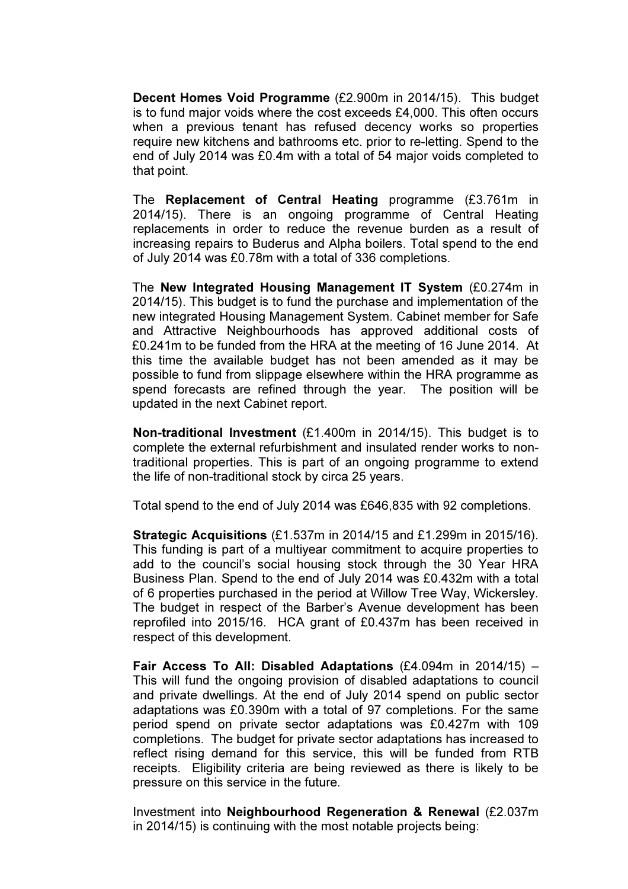**Decent Homes Void Programme** (£2.900m in 2014/15). This budget is to fund major voids where the cost exceeds £4,000. This often occurs when a previous tenant has refused decency works so properties require new kitchens and bathrooms etc. prior to re-letting. Spend to the end of July 2014 was £0.4m with a total of 54 major voids completed to that point.

The **Replacement of Central Heating** programme (£3.761m in 2014/15). There is an ongoing programme of Central Heating replacements in order to reduce the revenue burden as a result of increasing repairs to Buderus and Alpha boilers. Total spend to the end of July 2014 was £0.78m with a total of 336 completions.

The **New Integrated Housing Management IT System** (£0.274m in 2014/15). This budget is to fund the purchase and implementation of the new integrated Housing Management System. Cabinet member for Safe and Attractive Neighbourhoods has approved additional costs of £0.241m to be funded from the HRA at the meeting of 16 June 2014. At this time the available budget has not been amended as it may be possible to fund from slippage elsewhere within the HRA programme as spend forecasts are refined through the year. The position will be updated in the next Cabinet report.

**Non-traditional Investment** (£1.400m in 2014/15). This budget is to complete the external refurbishment and insulated render works to non-traditional properties. This is part of an ongoing programme to extend the life of non-traditional stock by circa 25 years.

Total spend to the end of July 2014 was £646,835 with 92 completions.

**Strategic Acquisitions** (£1.537m in 2014/15 and £1.299m in 2015/16). This funding is part of a multiyear commitment to acquire properties to add to the council's social housing stock through the 30 Year HRA Business Plan. Spend to the end of July 2014 was £0.432m with a total of 6 properties purchased in the period at Willow Tree Way, Wickersley. The budget in respect of the Barber's Avenue development has been reprofiled into 2015/16. HCA grant of £0.437m has been received in respect of this development.

**Fair Access To All: Disabled Adaptations** (£4.094m in 2014/15) – This will fund the ongoing provision of disabled adaptations to council and private dwellings. At the end of July 2014 spend on public sector adaptations was £0.390m with a total of 97 completions. For the same period spend on private sector adaptations was £0.427m with 109 completions. The budget for private sector adaptations has increased to reflect rising demand for this service, this will be funded from RTB receipts. Eligibility criteria are being reviewed as there is likely to be pressure on this service in the future.

Investment into **Neighbourhood Regeneration & Renewal** (£2.037m in 2014/15) is continuing with the most notable projects being: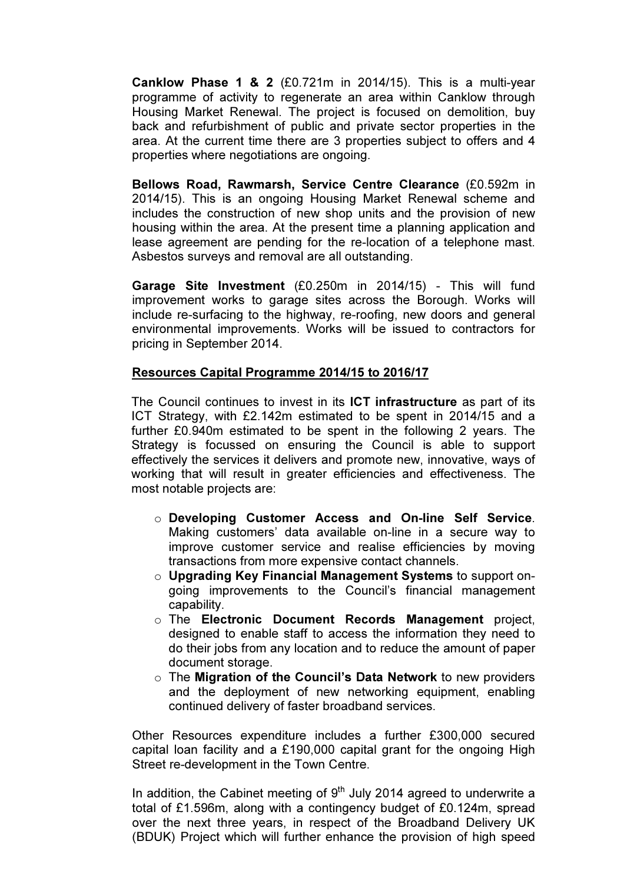**Canklow Phase 1 & 2** (£0.721m in 2014/15). This is a multi-year programme of activity to regenerate an area within Canklow through Housing Market Renewal. The project is focused on demolition, buy back and refurbishment of public and private sector properties in the area. At the current time there are 3 properties subject to offers and 4 properties where negotiations are ongoing.

**Bellows Road, Rawmarsh, Service Centre Clearance** (£0.592m in 2014/15). This is an ongoing Housing Market Renewal scheme and includes the construction of new shop units and the provision of new housing within the area. At the present time a planning application and lease agreement are pending for the re-location of a telephone mast. Asbestos surveys and removal are all outstanding.

**Garage Site Investment** (£0.250m in 2014/15) - This will fund improvement works to garage sites across the Borough. Works will include re-surfacing to the highway, re-roofing, new doors and general environmental improvements. Works will be issued to contractors for pricing in September 2014.

<u>**Resources Capital Programme 2014/15 to 2016/17**</u>

The Council continues to invest in its **ICT infrastructure** as part of its ICT Strategy, with £2.142m estimated to be spent in 2014/15 and a further £0.940m estimated to be spent in the following 2 years. The Strategy is focussed on ensuring the Council is able to support effectively the services it delivers and promote new, innovative, ways of working that will result in greater efficiencies and effectiveness. The most notable projects are:

- **Developing Customer Access and On-line Self Service**. Making customers' data available on-line in a secure way to improve customer service and realise efficiencies by moving transactions from more expensive contact channels.
- **Upgrading Key Financial Management Systems** to support on-going improvements to the Council's financial management capability.
- The **Electronic Document Records Management** project, designed to enable staff to access the information they need to do their jobs from any location and to reduce the amount of paper document storage.
- The **Migration of the Council's Data Network** to new providers and the deployment of new networking equipment, enabling continued delivery of faster broadband services.

Other Resources expenditure includes a further £300,000 secured capital loan facility and a £190,000 capital grant for the ongoing High Street re-development in the Town Centre.

In addition, the Cabinet meeting of 9th July 2014 agreed to underwrite a total of £1.596m, along with a contingency budget of £0.124m, spread over the next three years, in respect of the Broadband Delivery UK (BDUK) Project which will further enhance the provision of high speed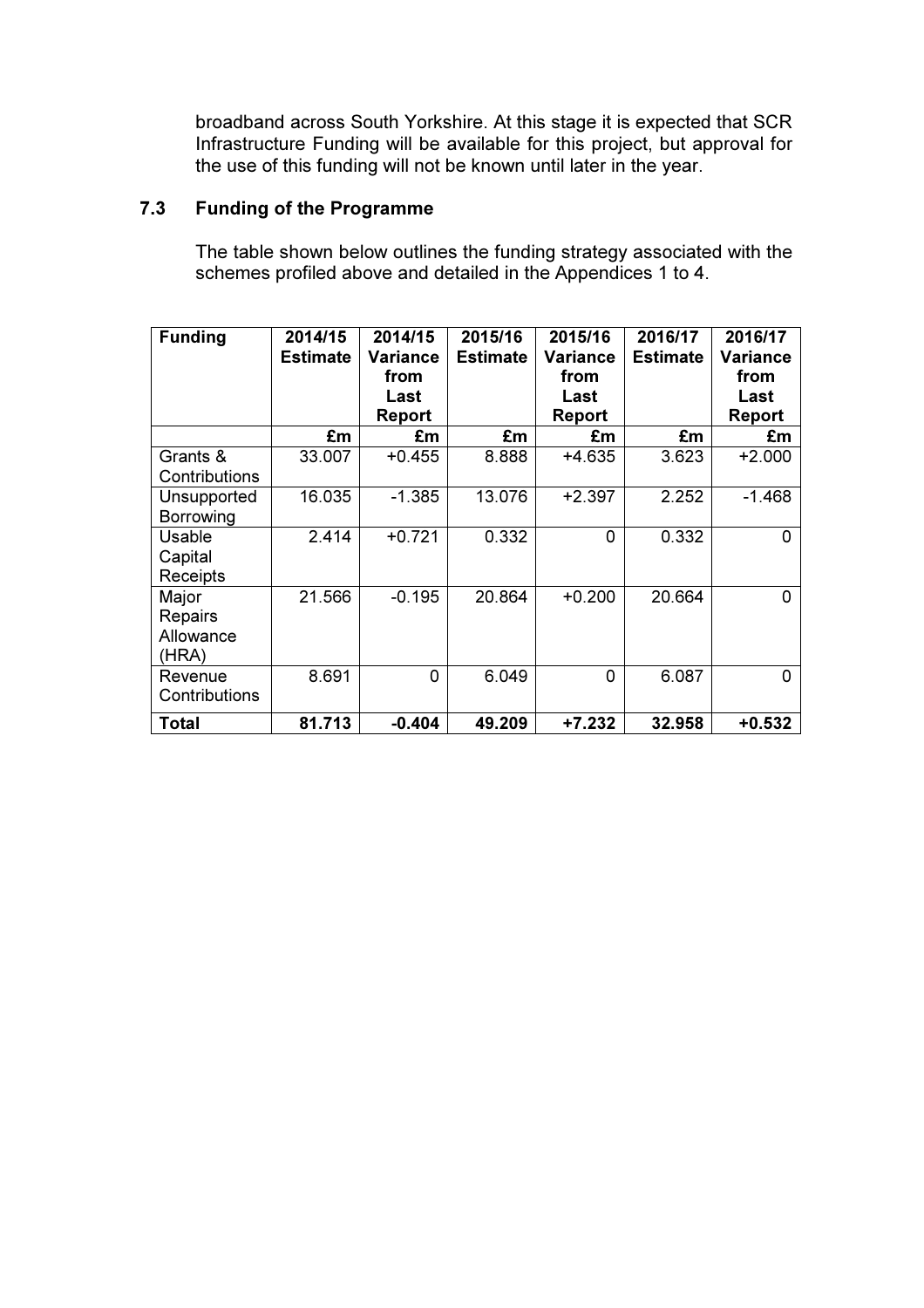broadband across South Yorkshire. At this stage it is expected that SCR Infrastructure Funding will be available for this project, but approval for the use of this funding will not be known until later in the year.

### 7.3 Funding of the Programme

The table shown below outlines the funding strategy associated with the schemes profiled above and detailed in the Appendices 1 to 4.

| Funding | 2014/15 Estimate | 2014/15 Variance from Last Report | 2015/16 Estimate | 2015/16 Variance from Last Report | 2016/17 Estimate | 2016/17 Variance from Last Report |
|---|---|---|---|---|---|---|
| | £m | £m | £m | £m | £m | £m |
| Grants & Contributions | 33.007 | +0.455 | 8.888 | +4.635 | 3.623 | +2.000 |
| Unsupported Borrowing | 16.035 | -1.385 | 13.076 | +2.397 | 2.252 | -1.468 |
| Usable Capital Receipts | 2.414 | +0.721 | 0.332 | 0 | 0.332 | 0 |
| Major Repairs Allowance (HRA) | 21.566 | -0.195 | 20.864 | +0.200 | 20.664 | 0 |
| Revenue Contributions | 8.691 | 0 | 6.049 | 0 | 6.087 | 0 |
| **Total** | **81.713** | **-0.404** | **49.209** | **+7.232** | **32.958** | **+0.532** |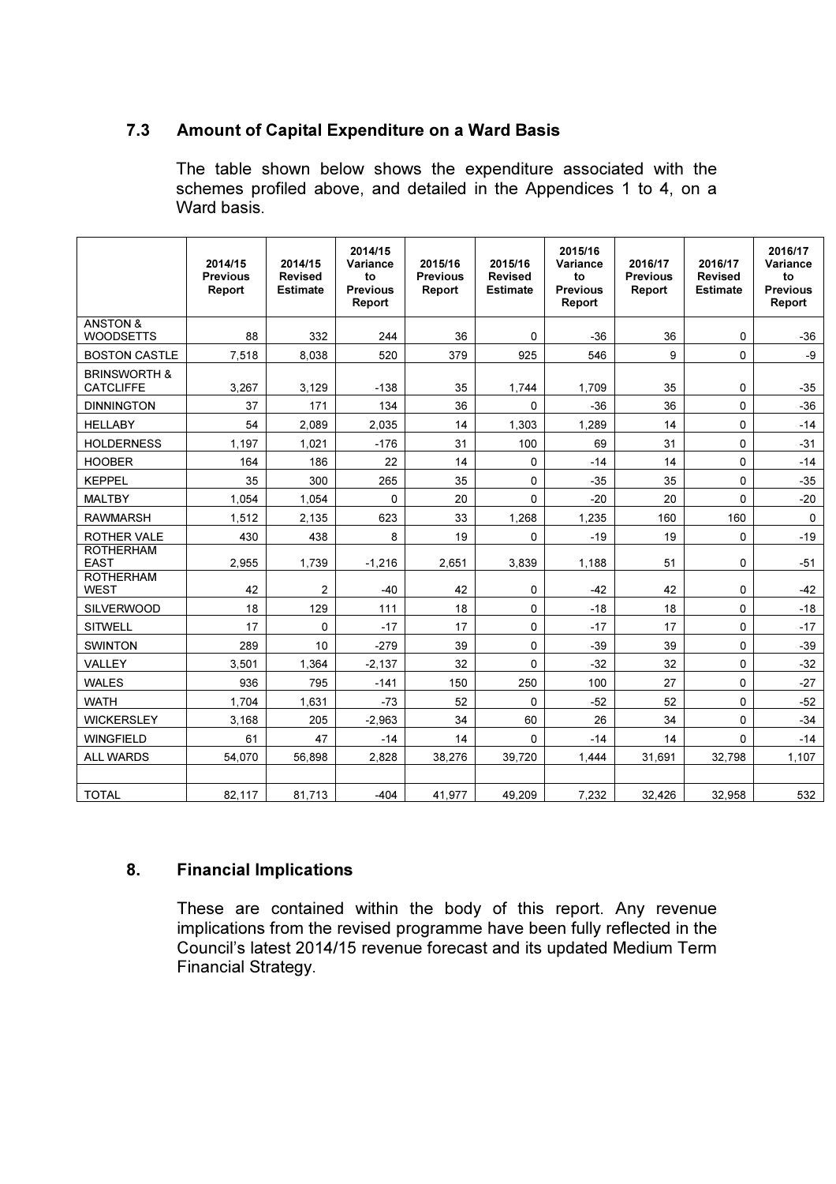### 7.3 Amount of Capital Expenditure on a Ward Basis

The table shown below shows the expenditure associated with the schemes profiled above, and detailed in the Appendices 1 to 4, on a Ward basis.

| | 2014/15 Previous Report | 2014/15 Revised Estimate | 2014/15 Variance to Previous Report | 2015/16 Previous Report | 2015/16 Revised Estimate | 2015/16 Variance to Previous Report | 2016/17 Previous Report | 2016/17 Revised Estimate | 2016/17 Variance to Previous Report |
|---|---|---|---|---|---|---|---|---|---|
| ANSTON & WOODSETTS | 88 | 332 | 244 | 36 | 0 | -36 | 36 | 0 | -36 |
| BOSTON CASTLE | 7,518 | 8,038 | 520 | 379 | 925 | 546 | 9 | 0 | -9 |
| BRINSWORTH & CATCLIFFE | 3,267 | 3,129 | -138 | 35 | 1,744 | 1,709 | 35 | 0 | -35 |
| DINNINGTON | 37 | 171 | 134 | 36 | 0 | -36 | 36 | 0 | -36 |
| HELLABY | 54 | 2,089 | 2,035 | 14 | 1,303 | 1,289 | 14 | 0 | -14 |
| HOLDERNESS | 1,197 | 1,021 | -176 | 31 | 100 | 69 | 31 | 0 | -31 |
| HOOBER | 164 | 186 | 22 | 14 | 0 | -14 | 14 | 0 | -14 |
| KEPPEL | 35 | 300 | 265 | 35 | 0 | -35 | 35 | 0 | -35 |
| MALTBY | 1,054 | 1,054 | 0 | 20 | 0 | -20 | 20 | 0 | -20 |
| RAWMARSH | 1,512 | 2,135 | 623 | 33 | 1,268 | 1,235 | 160 | 160 | 0 |
| ROTHER VALE | 430 | 438 | 8 | 19 | 0 | -19 | 19 | 0 | -19 |
| ROTHERHAM EAST | 2,955 | 1,739 | -1,216 | 2,651 | 3,839 | 1,188 | 51 | 0 | -51 |
| ROTHERHAM WEST | 42 | 2 | -40 | 42 | 0 | -42 | 42 | 0 | -42 |
| SILVERWOOD | 18 | 129 | 111 | 18 | 0 | -18 | 18 | 0 | -18 |
| SITWELL | 17 | 0 | -17 | 17 | 0 | -17 | 17 | 0 | -17 |
| SWINTON | 289 | 10 | -279 | 39 | 0 | -39 | 39 | 0 | -39 |
| VALLEY | 3,501 | 1,364 | -2,137 | 32 | 0 | -32 | 32 | 0 | -32 |
| WALES | 936 | 795 | -141 | 150 | 250 | 100 | 27 | 0 | -27 |
| WATH | 1,704 | 1,631 | -73 | 52 | 0 | -52 | 52 | 0 | -52 |
| WICKERSLEY | 3,168 | 205 | -2,963 | 34 | 60 | 26 | 34 | 0 | -34 |
| WINGFIELD | 61 | 47 | -14 | 14 | 0 | -14 | 14 | 0 | -14 |
| ALL WARDS | 54,070 | 56,898 | 2,828 | 38,276 | 39,720 | 1,444 | 31,691 | 32,798 | 1,107 |
| | | | | | | | | | |
| TOTAL | 82,117 | 81,713 | -404 | 41,977 | 49,209 | 7,232 | 32,426 | 32,958 | 532 |

## 8. Financial Implications

These are contained within the body of this report. Any revenue implications from the revised programme have been fully reflected in the Council's latest 2014/15 revenue forecast and its updated Medium Term Financial Strategy.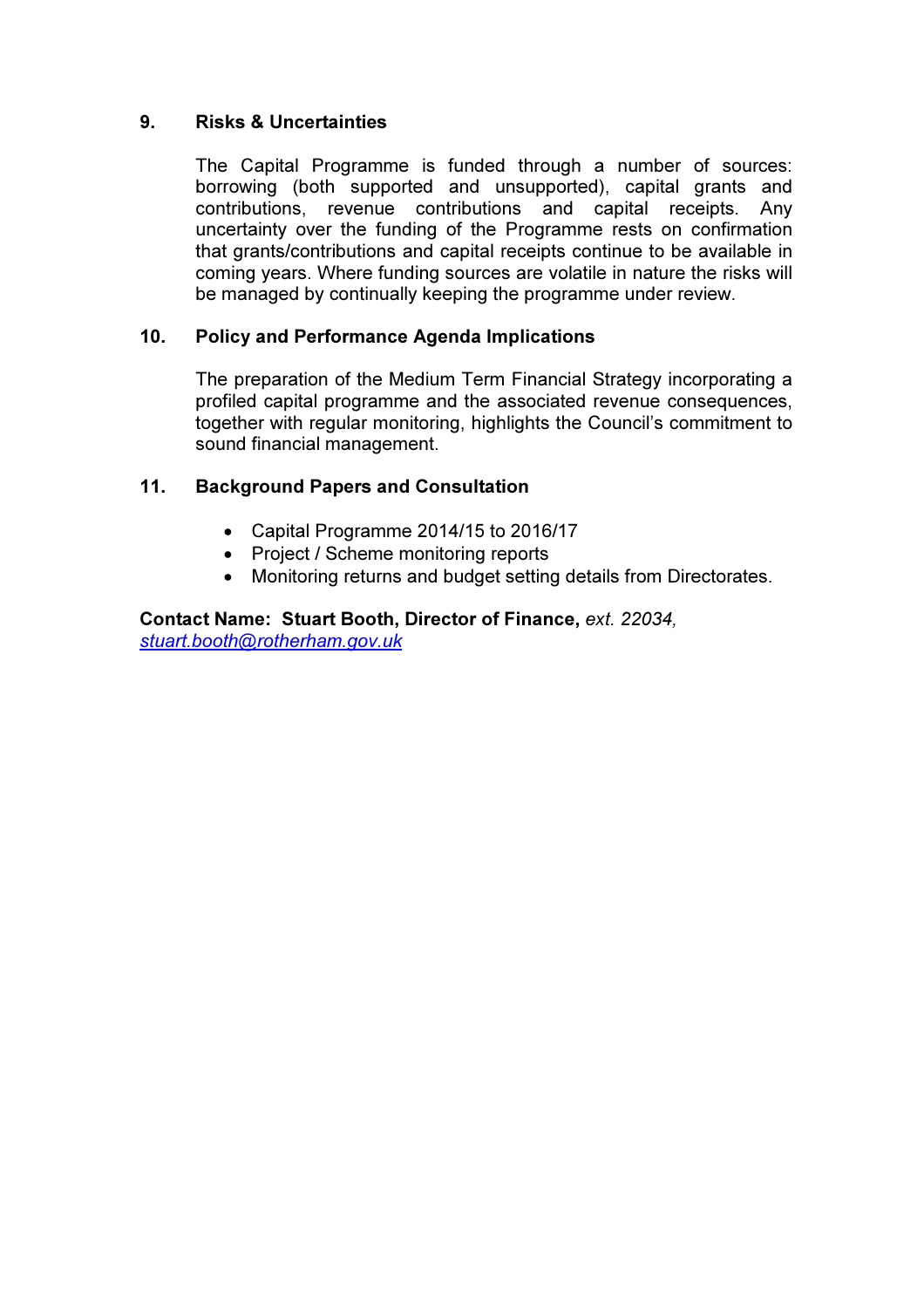## 9. Risks & Uncertainties

The Capital Programme is funded through a number of sources: borrowing (both supported and unsupported), capital grants and contributions, revenue contributions and capital receipts. Any uncertainty over the funding of the Programme rests on confirmation that grants/contributions and capital receipts continue to be available in coming years. Where funding sources are volatile in nature the risks will be managed by continually keeping the programme under review.

## 10. Policy and Performance Agenda Implications

The preparation of the Medium Term Financial Strategy incorporating a profiled capital programme and the associated revenue consequences, together with regular monitoring, highlights the Council's commitment to sound financial management.

## 11. Background Papers and Consultation

- Capital Programme 2014/15 to 2016/17
- Project / Scheme monitoring reports
- Monitoring returns and budget setting details from Directorates.

**Contact Name: Stuart Booth, Director of Finance,** *ext. 22034,*
*stuart.booth@rotherham.gov.uk*